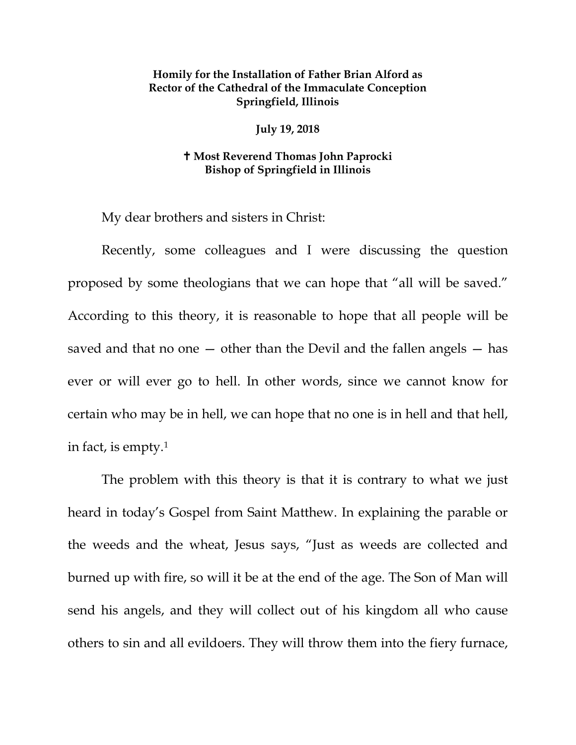**Homily for the Installation of Father Brian Alford as Rector of the Cathedral of the Immaculate Conception Springfield, Illinois**

**July 19, 2018**

**✝ Most Reverend Thomas John Paprocki Bishop of Springfield in Illinois**

My dear brothers and sisters in Christ:

Recently, some colleagues and I were discussing the question proposed by some theologians that we can hope that "all will be saved." According to this theory, it is reasonable to hope that all people will be saved and that no one — other than the Devil and the fallen angels — has ever or will ever go to hell. In other words, since we cannot know for certain who may be in hell, we can hope that no one is in hell and that hell, in fact, is empty.[1]

The problem with this theory is that it is contrary to what we just heard in today's Gospel from Saint Matthew. In explaining the parable or the weeds and the wheat, Jesus says, "Just as weeds are collected and burned up with fire, so will it be at the end of the age. The Son of Man will send his angels, and they will collect out of his kingdom all who cause others to sin and all evildoers. They will throw them into the fiery furnace,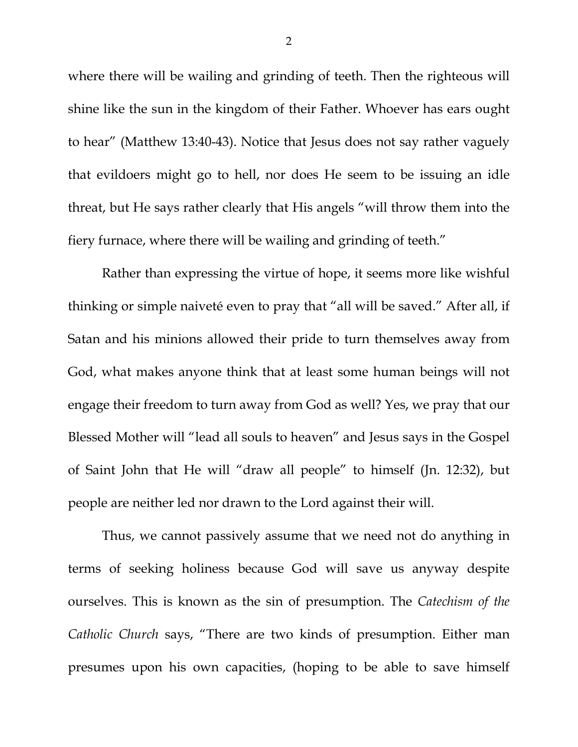where there will be wailing and grinding of teeth. Then the righteous will shine like the sun in the kingdom of their Father. Whoever has ears ought to hear" (Matthew 13:40-43). Notice that Jesus does not say rather vaguely that evildoers might go to hell, nor does He seem to be issuing an idle threat, but He says rather clearly that His angels "will throw them into the fiery furnace, where there will be wailing and grinding of teeth."

Rather than expressing the virtue of hope, it seems more like wishful thinking or simple naiveté even to pray that "all will be saved." After all, if Satan and his minions allowed their pride to turn themselves away from God, what makes anyone think that at least some human beings will not engage their freedom to turn away from God as well? Yes, we pray that our Blessed Mother will "lead all souls to heaven" and Jesus says in the Gospel of Saint John that He will "draw all people" to himself (Jn. 12:32), but people are neither led nor drawn to the Lord against their will.

Thus, we cannot passively assume that we need not do anything in terms of seeking holiness because God will save us anyway despite ourselves. This is known as the sin of presumption. The *Catechism of the Catholic Church* says, "There are two kinds of presumption. Either man presumes upon his own capacities, (hoping to be able to save himself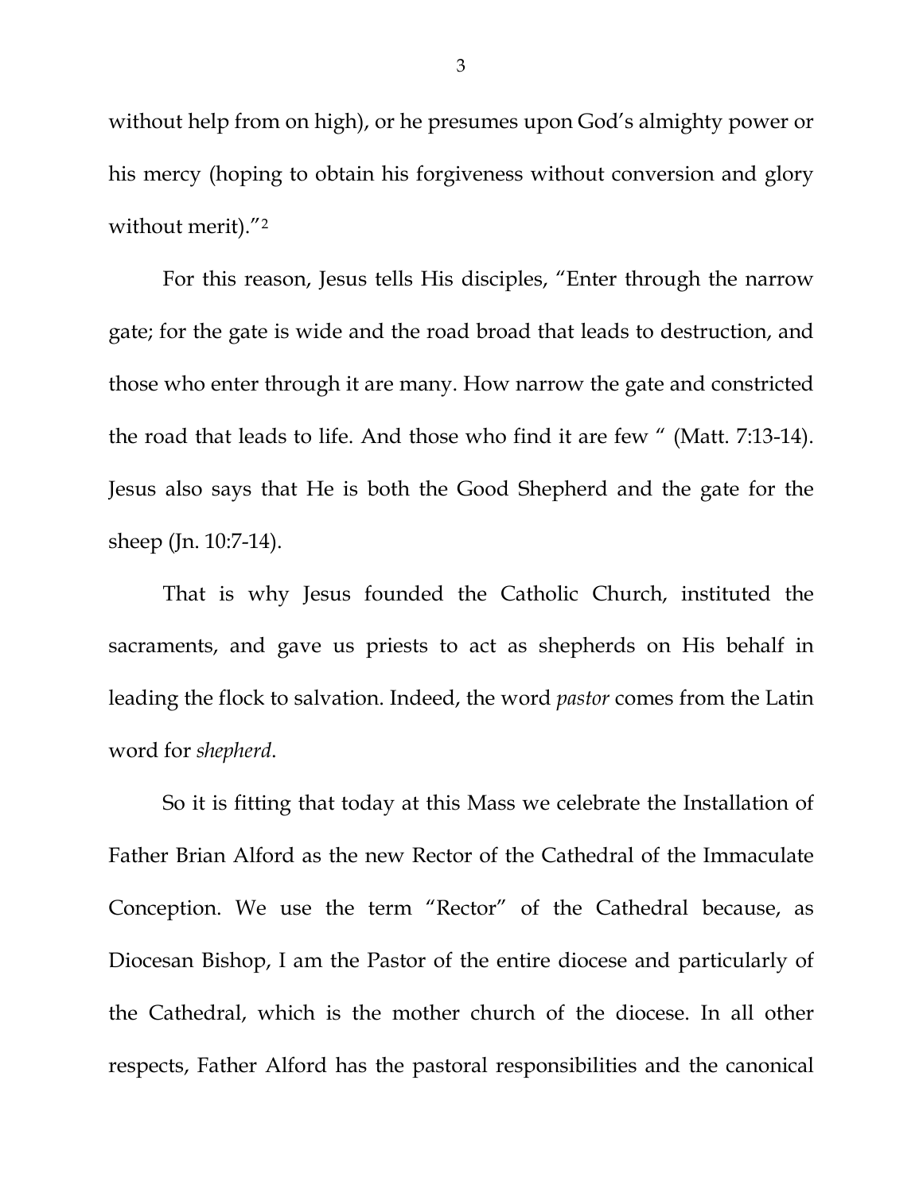without help from on high), or he presumes upon God's almighty power or his mercy (hoping to obtain his forgiveness without conversion and glory without merit)."[2]

For this reason, Jesus tells His disciples, "Enter through the narrow gate; for the gate is wide and the road broad that leads to destruction, and those who enter through it are many. How narrow the gate and constricted the road that leads to life. And those who find it are few " (Matt. 7:13-14). Jesus also says that He is both the Good Shepherd and the gate for the sheep (Jn. 10:7-14).

That is why Jesus founded the Catholic Church, instituted the sacraments, and gave us priests to act as shepherds on His behalf in leading the flock to salvation. Indeed, the word *pastor* comes from the Latin word for *shepherd*.

So it is fitting that today at this Mass we celebrate the Installation of Father Brian Alford as the new Rector of the Cathedral of the Immaculate Conception. We use the term "Rector" of the Cathedral because, as Diocesan Bishop, I am the Pastor of the entire diocese and particularly of the Cathedral, which is the mother church of the diocese. In all other respects, Father Alford has the pastoral responsibilities and the canonical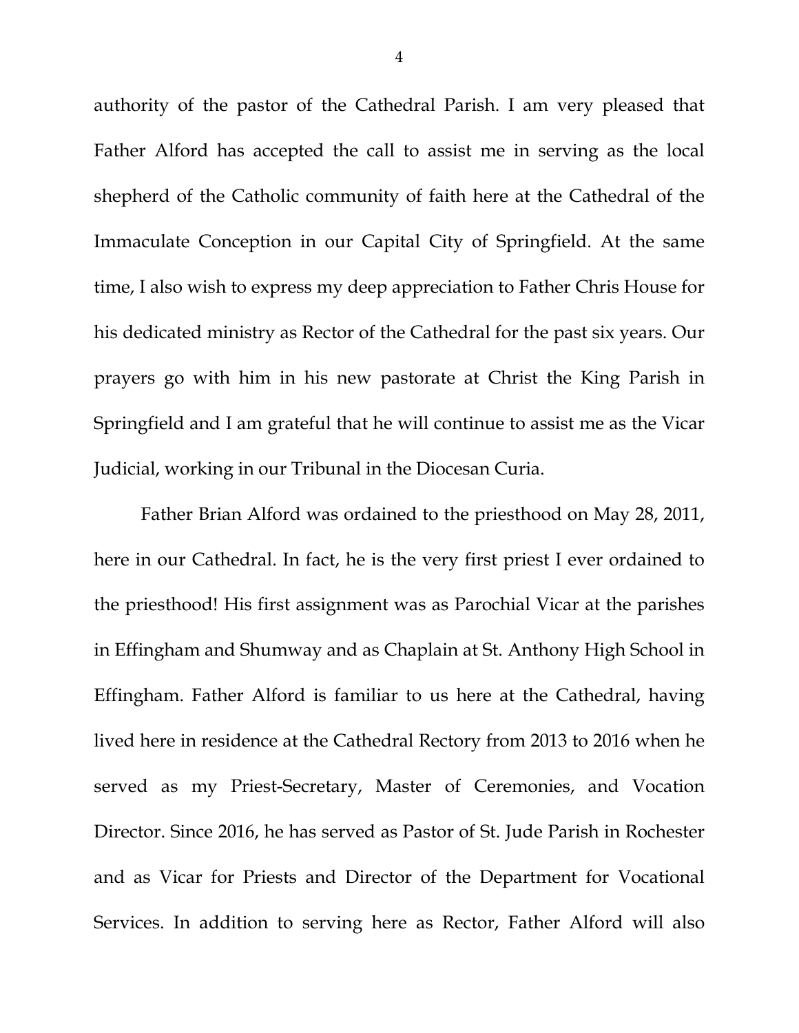authority of the pastor of the Cathedral Parish. I am very pleased that Father Alford has accepted the call to assist me in serving as the local shepherd of the Catholic community of faith here at the Cathedral of the Immaculate Conception in our Capital City of Springfield. At the same time, I also wish to express my deep appreciation to Father Chris House for his dedicated ministry as Rector of the Cathedral for the past six years. Our prayers go with him in his new pastorate at Christ the King Parish in Springfield and I am grateful that he will continue to assist me as the Vicar Judicial, working in our Tribunal in the Diocesan Curia.

Father Brian Alford was ordained to the priesthood on May 28, 2011, here in our Cathedral. In fact, he is the very first priest I ever ordained to the priesthood! His first assignment was as Parochial Vicar at the parishes in Effingham and Shumway and as Chaplain at St. Anthony High School in Effingham. Father Alford is familiar to us here at the Cathedral, having lived here in residence at the Cathedral Rectory from 2013 to 2016 when he served as my Priest-Secretary, Master of Ceremonies, and Vocation Director. Since 2016, he has served as Pastor of St. Jude Parish in Rochester and as Vicar for Priests and Director of the Department for Vocational Services. In addition to serving here as Rector, Father Alford will also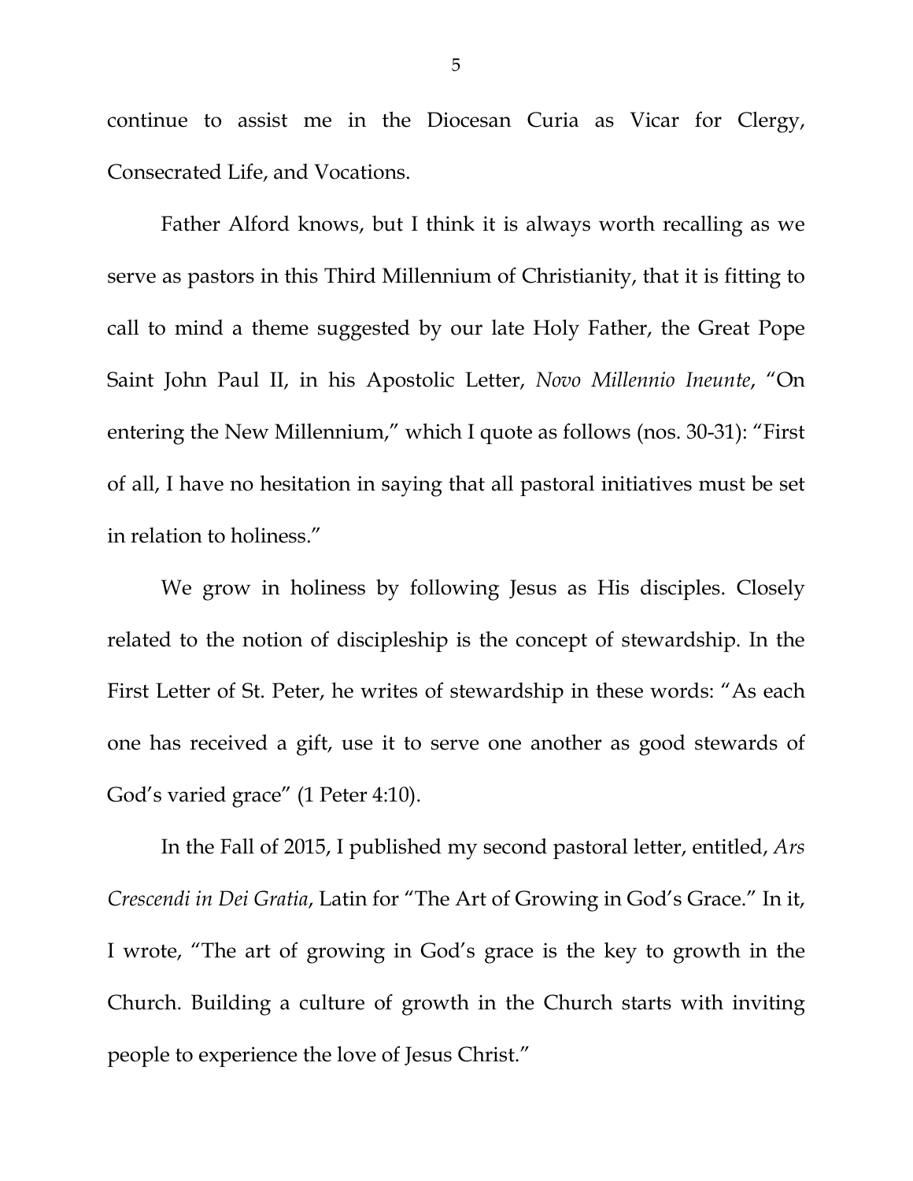continue to assist me in the Diocesan Curia as Vicar for Clergy, Consecrated Life, and Vocations.

Father Alford knows, but I think it is always worth recalling as we serve as pastors in this Third Millennium of Christianity, that it is fitting to call to mind a theme suggested by our late Holy Father, the Great Pope Saint John Paul II, in his Apostolic Letter, *Novo Millennio Ineunte*, "On entering the New Millennium," which I quote as follows (nos. 30-31): "First of all, I have no hesitation in saying that all pastoral initiatives must be set in relation to holiness."

We grow in holiness by following Jesus as His disciples. Closely related to the notion of discipleship is the concept of stewardship. In the First Letter of St. Peter, he writes of stewardship in these words: "As each one has received a gift, use it to serve one another as good stewards of God's varied grace" (1 Peter 4:10).

In the Fall of 2015, I published my second pastoral letter, entitled, *Ars Crescendi in Dei Gratia*, Latin for "The Art of Growing in God's Grace." In it, I wrote, "The art of growing in God's grace is the key to growth in the Church. Building a culture of growth in the Church starts with inviting people to experience the love of Jesus Christ."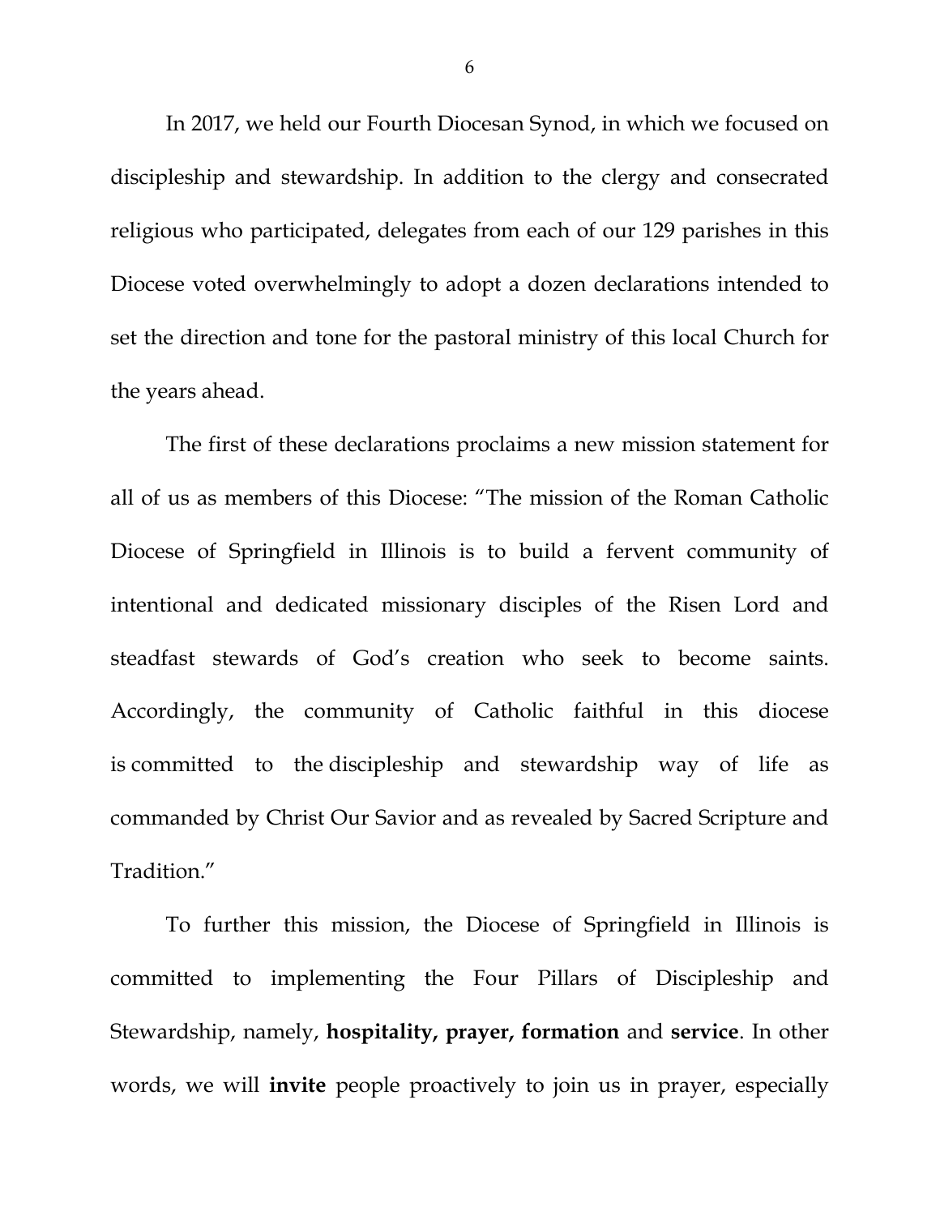In 2017, we held our Fourth Diocesan Synod, in which we focused on discipleship and stewardship. In addition to the clergy and consecrated religious who participated, delegates from each of our 129 parishes in this Diocese voted overwhelmingly to adopt a dozen declarations intended to set the direction and tone for the pastoral ministry of this local Church for the years ahead.

The first of these declarations proclaims a new mission statement for all of us as members of this Diocese: "The mission of the Roman Catholic Diocese of Springfield in Illinois is to build a fervent community of intentional and dedicated missionary disciples of the Risen Lord and steadfast stewards of God's creation who seek to become saints. Accordingly, the community of Catholic faithful in this diocese is committed to the discipleship and stewardship way of life as commanded by Christ Our Savior and as revealed by Sacred Scripture and Tradition."

To further this mission, the Diocese of Springfield in Illinois is committed to implementing the Four Pillars of Discipleship and Stewardship, namely, **hospitality, prayer, formation** and **service**. In other words, we will **invite** people proactively to join us in prayer, especially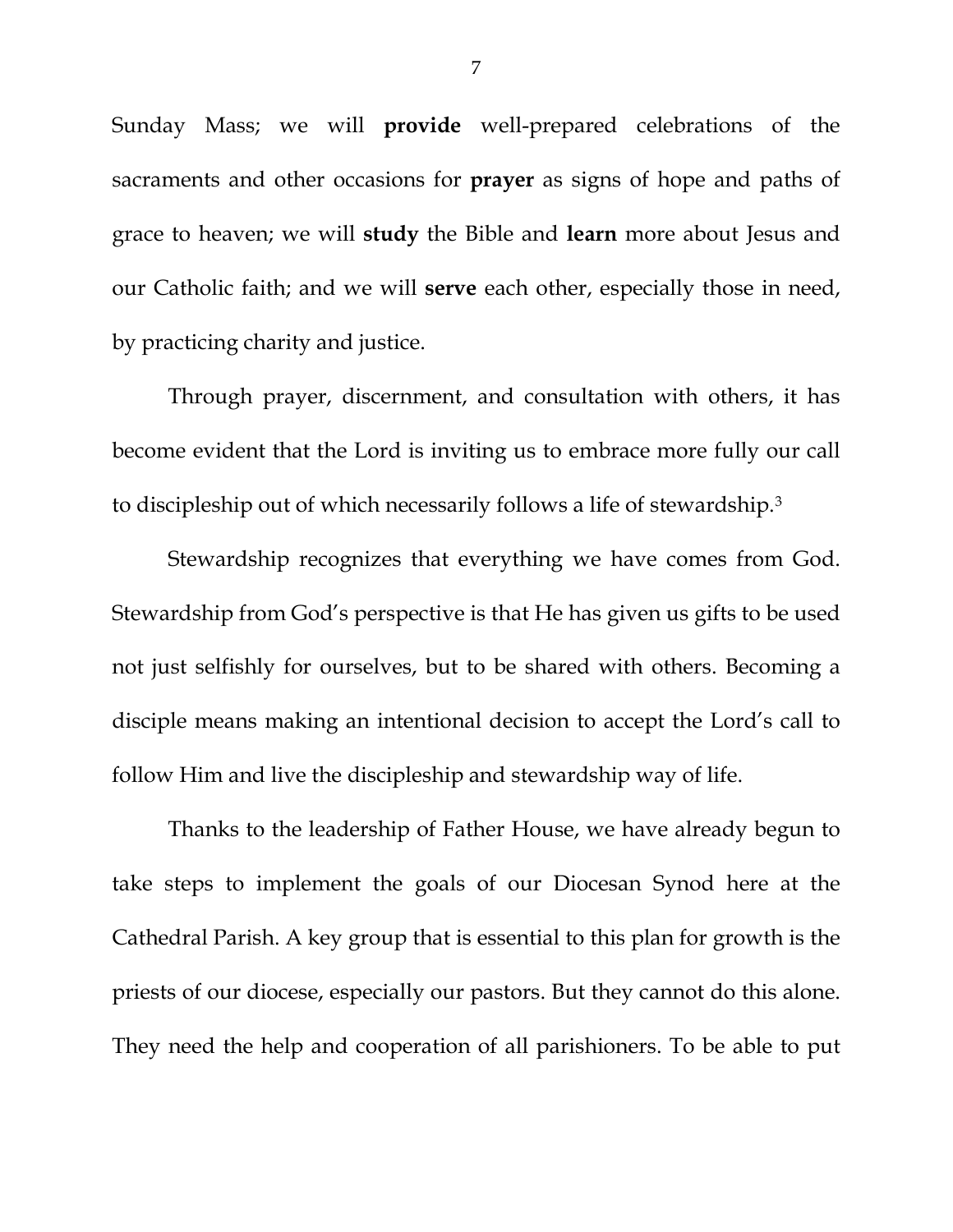Sunday Mass; we will **provide** well-prepared celebrations of the sacraments and other occasions for **prayer** as signs of hope and paths of grace to heaven; we will **study** the Bible and **learn** more about Jesus and our Catholic faith; and we will **serve** each other, especially those in need, by practicing charity and justice.

Through prayer, discernment, and consultation with others, it has become evident that the Lord is inviting us to embrace more fully our call to discipleship out of which necessarily follows a life of stewardship.[3]

Stewardship recognizes that everything we have comes from God. Stewardship from God's perspective is that He has given us gifts to be used not just selfishly for ourselves, but to be shared with others. Becoming a disciple means making an intentional decision to accept the Lord's call to follow Him and live the discipleship and stewardship way of life.

Thanks to the leadership of Father House, we have already begun to take steps to implement the goals of our Diocesan Synod here at the Cathedral Parish. A key group that is essential to this plan for growth is the priests of our diocese, especially our pastors. But they cannot do this alone. They need the help and cooperation of all parishioners. To be able to put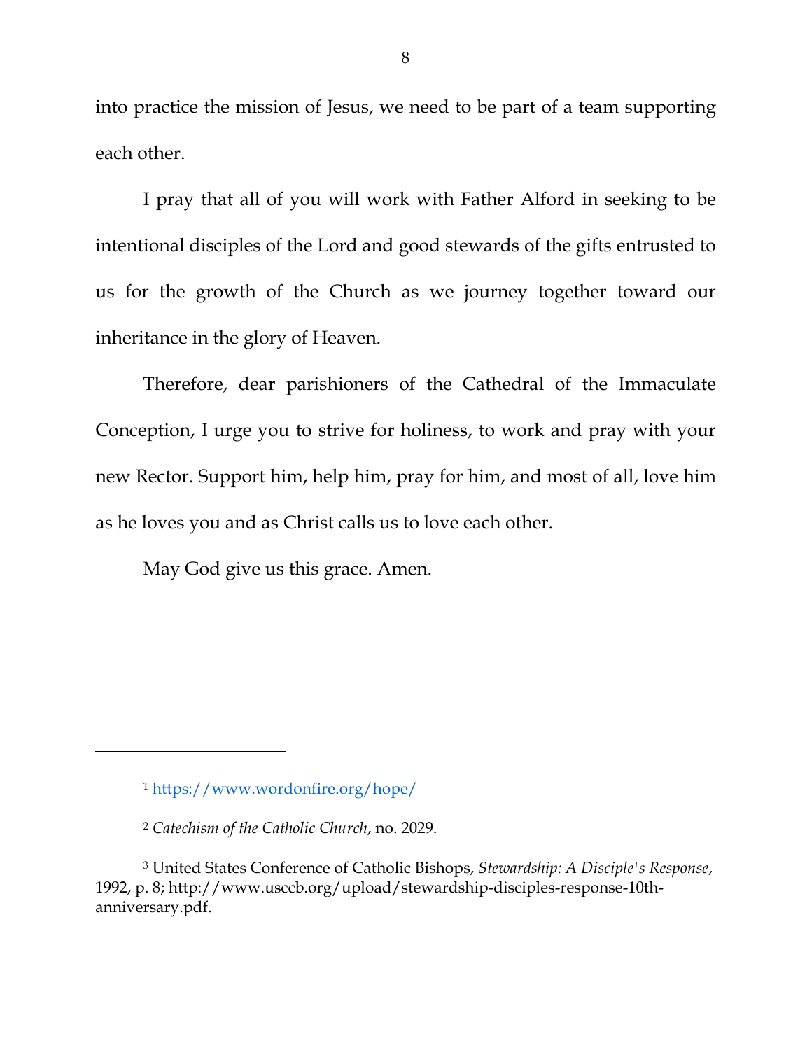into practice the mission of Jesus, we need to be part of a team supporting each other.

I pray that all of you will work with Father Alford in seeking to be intentional disciples of the Lord and good stewards of the gifts entrusted to us for the growth of the Church as we journey together toward our inheritance in the glory of Heaven.

Therefore, dear parishioners of the Cathedral of the Immaculate Conception, I urge you to strive for holiness, to work and pray with your new Rector. Support him, help him, pray for him, and most of all, love him as he loves you and as Christ calls us to love each other.

May God give us this grace. Amen.

---

[1] https://www.wordonfire.org/hope/

[2] *Catechism of the Catholic Church*, no. 2029.

[3] United States Conference of Catholic Bishops, *Stewardship: A Disciple's Response*, 1992, p. 8; http://www.usccb.org/upload/stewardship-disciples-response-10th-anniversary.pdf.